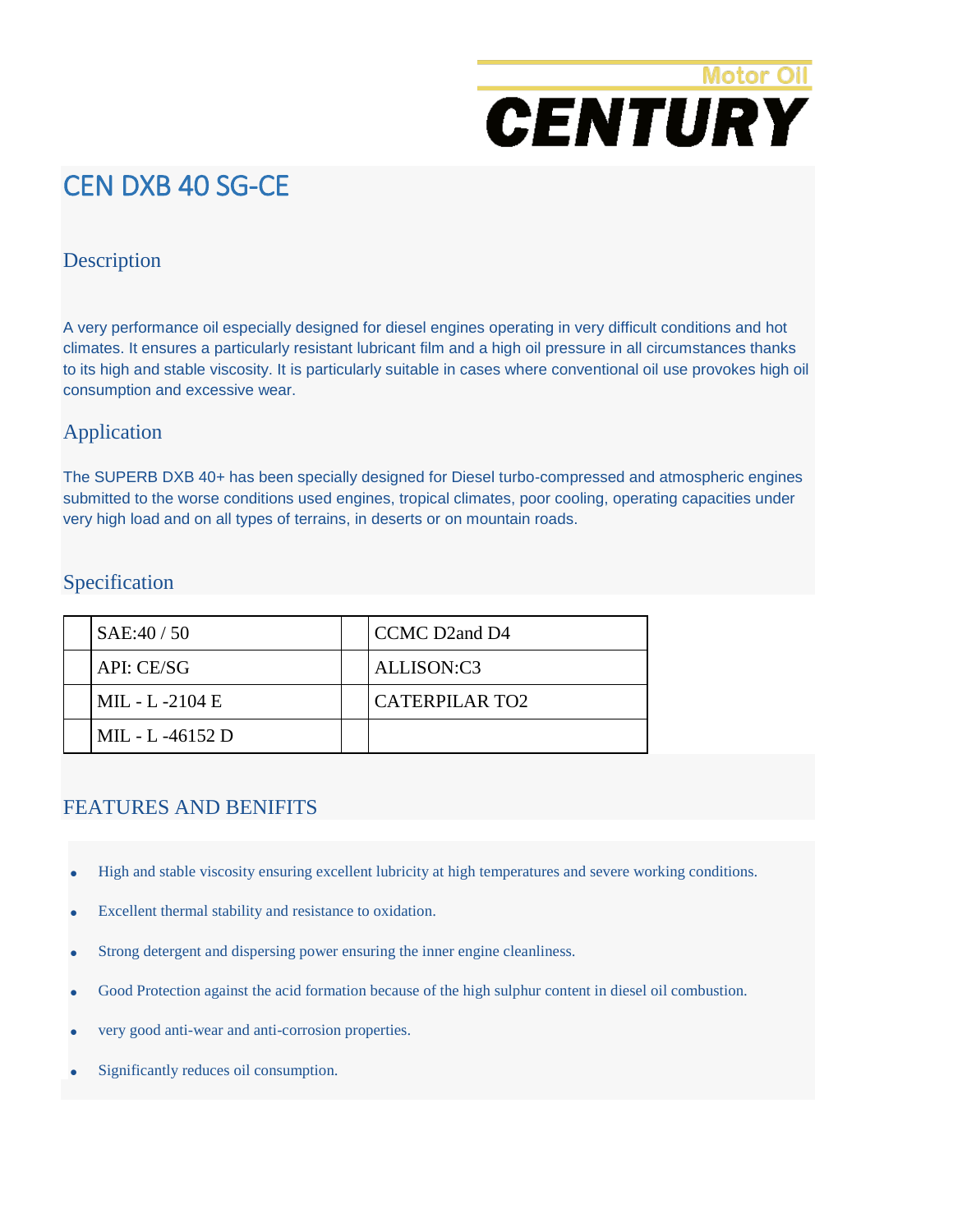Motor Oil

**CENTURY**

# CEN DXB 40 SG-CE

## Description

A very performance oil especially designed for diesel engines operating in very difficult conditions and hot climates. It ensures a particularly resistant lubricant film and a high oil pressure in all circumstances thanks to its high and stable viscosity. It is particularly suitable in cases where conventional oil use provokes high oil consumption and excessive wear.

## Application

The SUPERB DXB 40+ has been specially designed for Diesel turbo-compressed and atmospheric engines submitted to the worse conditions used engines, tropical climates, poor cooling, operating capacities under very high load and on all types of terrains, in deserts or on mountain roads.

## Specification

| | | | |
|---|---|---|---|
| | SAE:40 / 50 | | CCMC D2and D4 |
| | API: CE/SG | | ALLISON:C3 |
| | MIL - L -2104 E | | CATERPILAR TO2 |
| | MIL - L -46152 D | | |

## FEATURES AND BENIFITS

- High and stable viscosity ensuring excellent lubricity at high temperatures and severe working conditions.
- Excellent thermal stability and resistance to oxidation.
- Strong detergent and dispersing power ensuring the inner engine cleanliness.
- Good Protection against the acid formation because of the high sulphur content in diesel oil combustion.
- very good anti-wear and anti-corrosion properties.
- Significantly reduces oil consumption.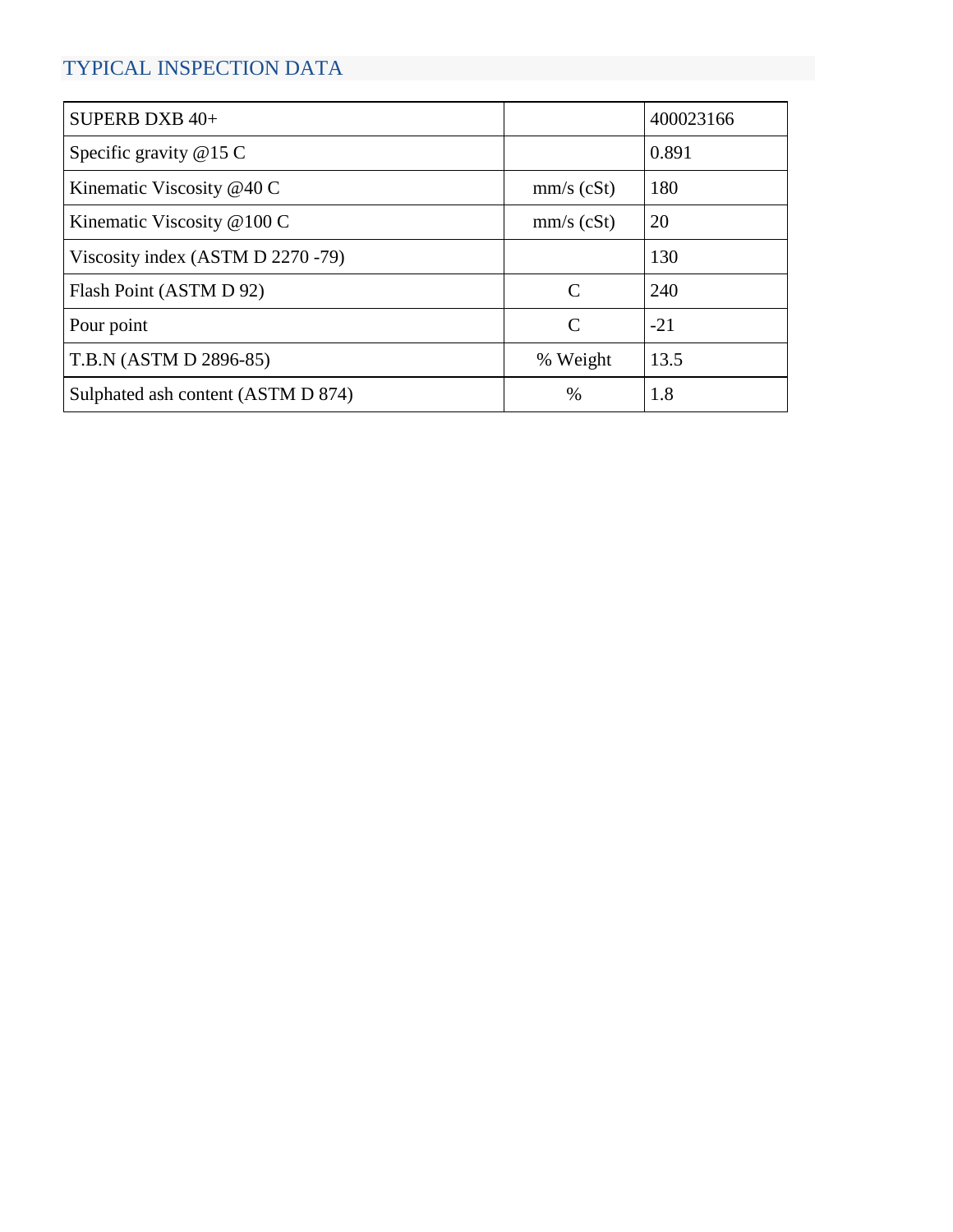## TYPICAL INSPECTION DATA

| | | |
|---|---|---|
| SUPERB DXB 40+ | | 400023166 |
| Specific gravity @15 C | | 0.891 |
| Kinematic Viscosity @40 C | mm/s (cSt) | 180 |
| Kinematic Viscosity @100 C | mm/s (cSt) | 20 |
| Viscosity index (ASTM D 2270 -79) | | 130 |
| Flash Point (ASTM D 92) | C | 240 |
| Pour point | C | -21 |
| T.B.N (ASTM D 2896-85) | % Weight | 13.5 |
| Sulphated ash content (ASTM D 874) | % | 1.8 |